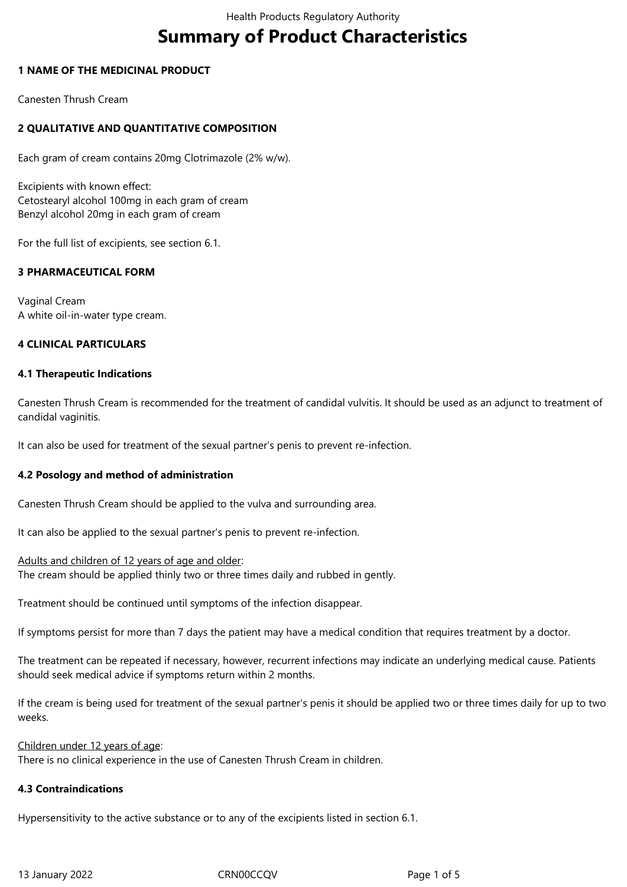# Summary of Product Characteristics

## 1 NAME OF THE MEDICINAL PRODUCT

Canesten Thrush Cream

## 2 QUALITATIVE AND QUANTITATIVE COMPOSITION

Each gram of cream contains 20mg Clotrimazole (2% w/w).

Excipients with known effect:
Cetostearyl alcohol 100mg in each gram of cream
Benzyl alcohol 20mg in each gram of cream

For the full list of excipients, see section 6.1.

## 3 PHARMACEUTICAL FORM

Vaginal Cream
A white oil-in-water type cream.

## 4 CLINICAL PARTICULARS

### 4.1 Therapeutic Indications

Canesten Thrush Cream is recommended for the treatment of candidal vulvitis. It should be used as an adjunct to treatment of candidal vaginitis.

It can also be used for treatment of the sexual partner's penis to prevent re-infection.

### 4.2 Posology and method of administration

Canesten Thrush Cream should be applied to the vulva and surrounding area.

It can also be applied to the sexual partner's penis to prevent re-infection.

Adults and children of 12 years of age and older:
The cream should be applied thinly two or three times daily and rubbed in gently.

Treatment should be continued until symptoms of the infection disappear.

If symptoms persist for more than 7 days the patient may have a medical condition that requires treatment by a doctor.

The treatment can be repeated if necessary, however, recurrent infections may indicate an underlying medical cause. Patients should seek medical advice if symptoms return within 2 months.

If the cream is being used for treatment of the sexual partner's penis it should be applied two or three times daily for up to two weeks.

Children under 12 years of age:
There is no clinical experience in the use of Canesten Thrush Cream in children.

### 4.3 Contraindications

Hypersensitivity to the active substance or to any of the excipients listed in section 6.1.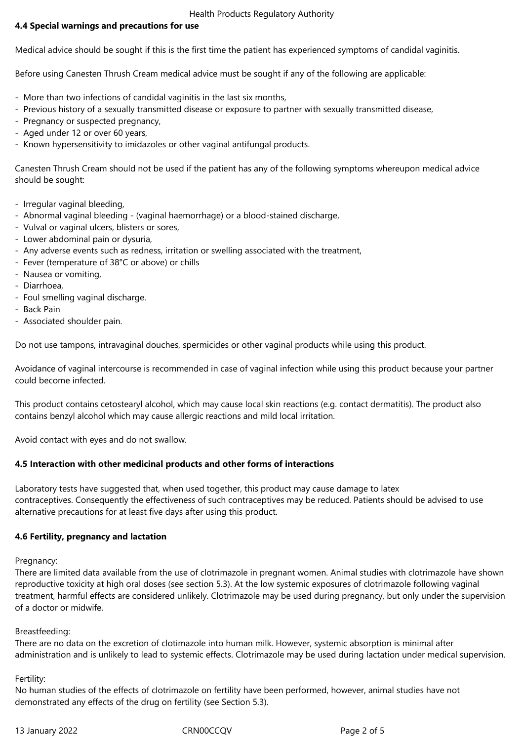### 4.4 Special warnings and precautions for use

Medical advice should be sought if this is the first time the patient has experienced symptoms of candidal vaginitis.

Before using Canesten Thrush Cream medical advice must be sought if any of the following are applicable:

- More than two infections of candidal vaginitis in the last six months,
- Previous history of a sexually transmitted disease or exposure to partner with sexually transmitted disease,
- Pregnancy or suspected pregnancy,
- Aged under 12 or over 60 years,
- Known hypersensitivity to imidazoles or other vaginal antifungal products.

Canesten Thrush Cream should not be used if the patient has any of the following symptoms whereupon medical advice should be sought:

- Irregular vaginal bleeding,
- Abnormal vaginal bleeding - (vaginal haemorrhage) or a blood-stained discharge,
- Vulval or vaginal ulcers, blisters or sores,
- Lower abdominal pain or dysuria,
- Any adverse events such as redness, irritation or swelling associated with the treatment,
- Fever (temperature of 38°C or above) or chills
- Nausea or vomiting,
- Diarrhoea,
- Foul smelling vaginal discharge.
- Back Pain
- Associated shoulder pain.

Do not use tampons, intravaginal douches, spermicides or other vaginal products while using this product.

Avoidance of vaginal intercourse is recommended in case of vaginal infection while using this product because your partner could become infected.

This product contains cetostearyl alcohol, which may cause local skin reactions (e.g. contact dermatitis). The product also contains benzyl alcohol which may cause allergic reactions and mild local irritation.

Avoid contact with eyes and do not swallow.

### 4.5 Interaction with other medicinal products and other forms of interactions

Laboratory tests have suggested that, when used together, this product may cause damage to latex contraceptives. Consequently the effectiveness of such contraceptives may be reduced. Patients should be advised to use alternative precautions for at least five days after using this product.

### 4.6 Fertility, pregnancy and lactation

Pregnancy:
There are limited data available from the use of clotrimazole in pregnant women. Animal studies with clotrimazole have shown reproductive toxicity at high oral doses (see section 5.3). At the low systemic exposures of clotrimazole following vaginal treatment, harmful effects are considered unlikely. Clotrimazole may be used during pregnancy, but only under the supervision of a doctor or midwife.

Breastfeeding:
There are no data on the excretion of clotimazole into human milk. However, systemic absorption is minimal after administration and is unlikely to lead to systemic effects. Clotrimazole may be used during lactation under medical supervision.

Fertility:
No human studies of the effects of clotrimazole on fertility have been performed, however, animal studies have not demonstrated any effects of the drug on fertility (see Section 5.3).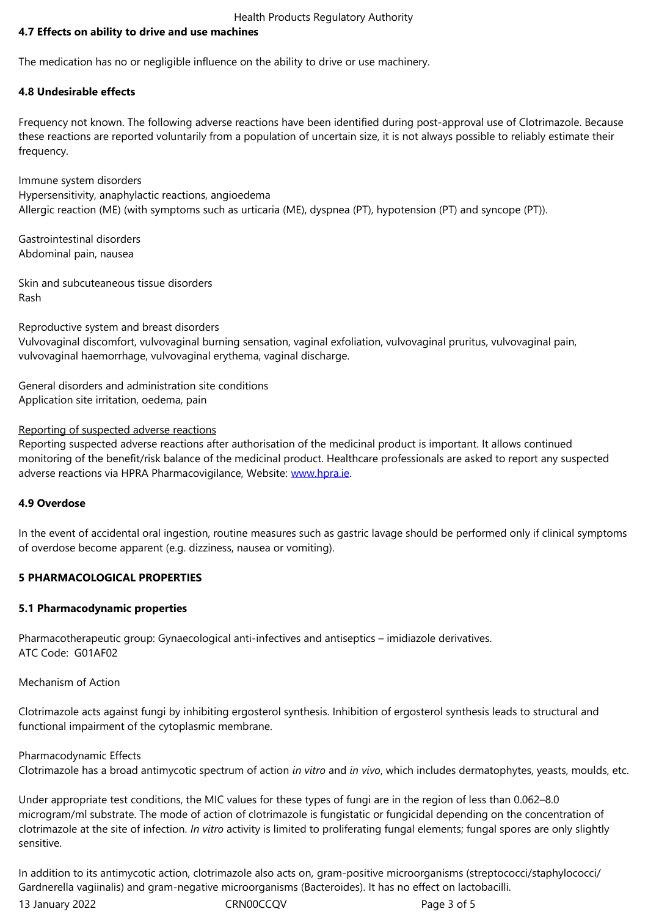## 4.7 Effects on ability to drive and use machines

The medication has no or negligible influence on the ability to drive or use machinery.

## 4.8 Undesirable effects

Frequency not known. The following adverse reactions have been identified during post-approval use of Clotrimazole. Because these reactions are reported voluntarily from a population of uncertain size, it is not always possible to reliably estimate their frequency.

Immune system disorders
Hypersensitivity, anaphylactic reactions, angioedema
Allergic reaction (ME) (with symptoms such as urticaria (ME), dyspnea (PT), hypotension (PT) and syncope (PT)).

Gastrointestinal disorders
Abdominal pain, nausea

Skin and subcuteaneous tissue disorders
Rash

Reproductive system and breast disorders
Vulvovaginal discomfort, vulvovaginal burning sensation, vaginal exfoliation, vulvovaginal pruritus, vulvovaginal pain, vulvovaginal haemorrhage, vulvovaginal erythema, vaginal discharge.

General disorders and administration site conditions
Application site irritation, oedema, pain

Reporting of suspected adverse reactions
Reporting suspected adverse reactions after authorisation of the medicinal product is important. It allows continued monitoring of the benefit/risk balance of the medicinal product. Healthcare professionals are asked to report any suspected adverse reactions via HPRA Pharmacovigilance, Website: www.hpra.ie.

## 4.9 Overdose

In the event of accidental oral ingestion, routine measures such as gastric lavage should be performed only if clinical symptoms of overdose become apparent (e.g. dizziness, nausea or vomiting).

# 5 PHARMACOLOGICAL PROPERTIES

## 5.1 Pharmacodynamic properties

Pharmacotherapeutic group: Gynaecological anti-infectives and antiseptics – imidiazole derivatives.
ATC Code: G01AF02

Mechanism of Action

Clotrimazole acts against fungi by inhibiting ergosterol synthesis. Inhibition of ergosterol synthesis leads to structural and functional impairment of the cytoplasmic membrane.

Pharmacodynamic Effects
Clotrimazole has a broad antimycotic spectrum of action *in vitro* and *in vivo*, which includes dermatophytes, yeasts, moulds, etc.

Under appropriate test conditions, the MIC values for these types of fungi are in the region of less than 0.062–8.0 microgram/ml substrate. The mode of action of clotrimazole is fungistatic or fungicidal depending on the concentration of clotrimazole at the site of infection. *In vitro* activity is limited to proliferating fungal elements; fungal spores are only slightly sensitive.

In addition to its antimycotic action, clotrimazole also acts on, gram-positive microorganisms (streptococci/staphylococci/ Gardnerella vagiinalis) and gram-negative microorganisms (Bacteroides). It has no effect on lactobacilli.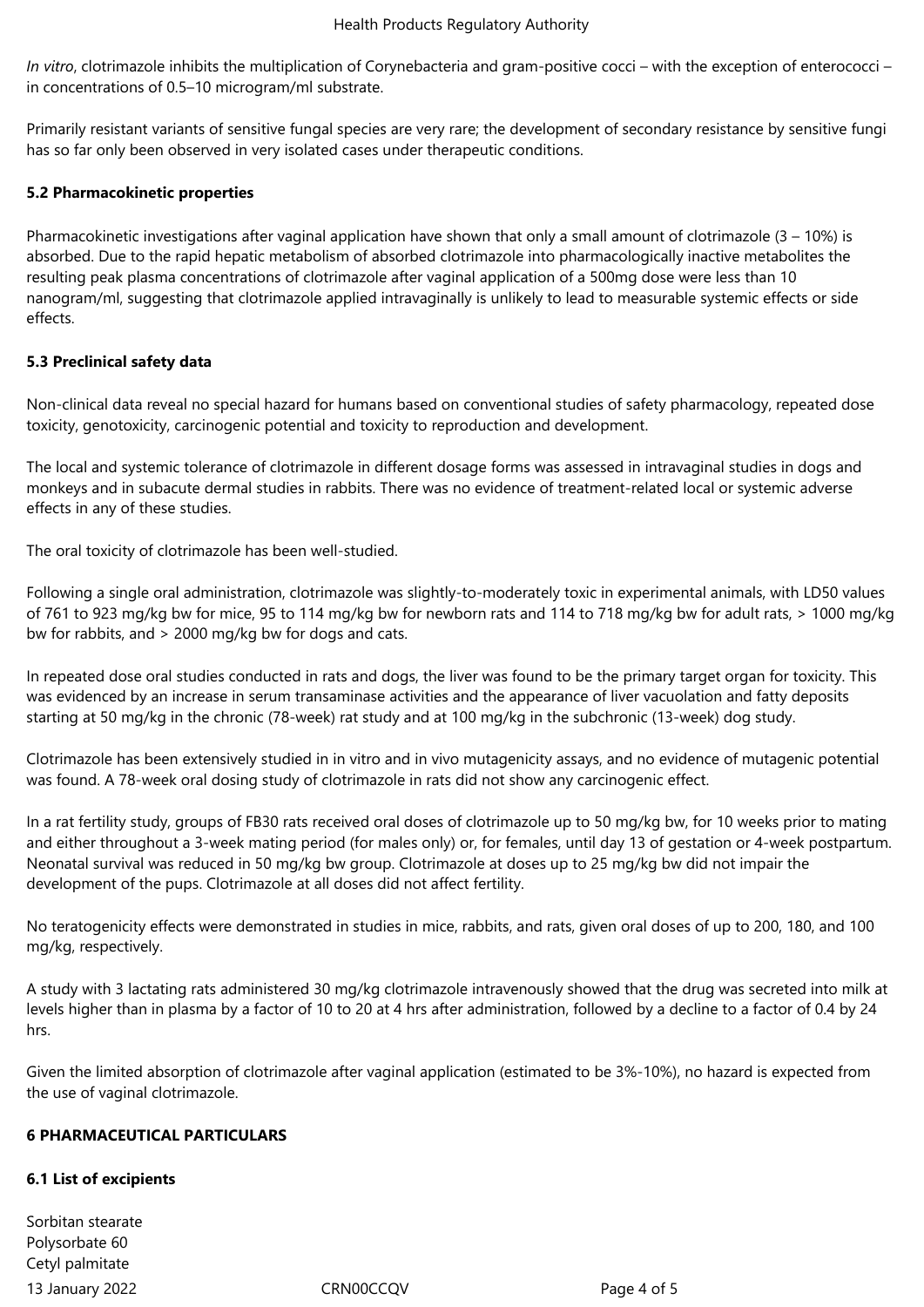*In vitro*, clotrimazole inhibits the multiplication of Corynebacteria and gram-positive cocci – with the exception of enterococci – in concentrations of 0.5–10 microgram/ml substrate.

Primarily resistant variants of sensitive fungal species are very rare; the development of secondary resistance by sensitive fungi has so far only been observed in very isolated cases under therapeutic conditions.

### 5.2 Pharmacokinetic properties

Pharmacokinetic investigations after vaginal application have shown that only a small amount of clotrimazole (3 – 10%) is absorbed. Due to the rapid hepatic metabolism of absorbed clotrimazole into pharmacologically inactive metabolites the resulting peak plasma concentrations of clotrimazole after vaginal application of a 500mg dose were less than 10 nanogram/ml, suggesting that clotrimazole applied intravaginally is unlikely to lead to measurable systemic effects or side effects.

### 5.3 Preclinical safety data

Non-clinical data reveal no special hazard for humans based on conventional studies of safety pharmacology, repeated dose toxicity, genotoxicity, carcinogenic potential and toxicity to reproduction and development.

The local and systemic tolerance of clotrimazole in different dosage forms was assessed in intravaginal studies in dogs and monkeys and in subacute dermal studies in rabbits. There was no evidence of treatment-related local or systemic adverse effects in any of these studies.

The oral toxicity of clotrimazole has been well-studied.

Following a single oral administration, clotrimazole was slightly-to-moderately toxic in experimental animals, with LD50 values of 761 to 923 mg/kg bw for mice, 95 to 114 mg/kg bw for newborn rats and 114 to 718 mg/kg bw for adult rats, > 1000 mg/kg bw for rabbits, and > 2000 mg/kg bw for dogs and cats.

In repeated dose oral studies conducted in rats and dogs, the liver was found to be the primary target organ for toxicity. This was evidenced by an increase in serum transaminase activities and the appearance of liver vacuolation and fatty deposits starting at 50 mg/kg in the chronic (78-week) rat study and at 100 mg/kg in the subchronic (13-week) dog study.

Clotrimazole has been extensively studied in in vitro and in vivo mutagenicity assays, and no evidence of mutagenic potential was found. A 78-week oral dosing study of clotrimazole in rats did not show any carcinogenic effect.

In a rat fertility study, groups of FB30 rats received oral doses of clotrimazole up to 50 mg/kg bw, for 10 weeks prior to mating and either throughout a 3-week mating period (for males only) or, for females, until day 13 of gestation or 4-week postpartum. Neonatal survival was reduced in 50 mg/kg bw group. Clotrimazole at doses up to 25 mg/kg bw did not impair the development of the pups. Clotrimazole at all doses did not affect fertility.

No teratogenicity effects were demonstrated in studies in mice, rabbits, and rats, given oral doses of up to 200, 180, and 100 mg/kg, respectively.

A study with 3 lactating rats administered 30 mg/kg clotrimazole intravenously showed that the drug was secreted into milk at levels higher than in plasma by a factor of 10 to 20 at 4 hrs after administration, followed by a decline to a factor of 0.4 by 24 hrs.

Given the limited absorption of clotrimazole after vaginal application (estimated to be 3%-10%), no hazard is expected from the use of vaginal clotrimazole.

## 6 PHARMACEUTICAL PARTICULARS

### 6.1 List of excipients

Sorbitan stearate
Polysorbate 60
Cetyl palmitate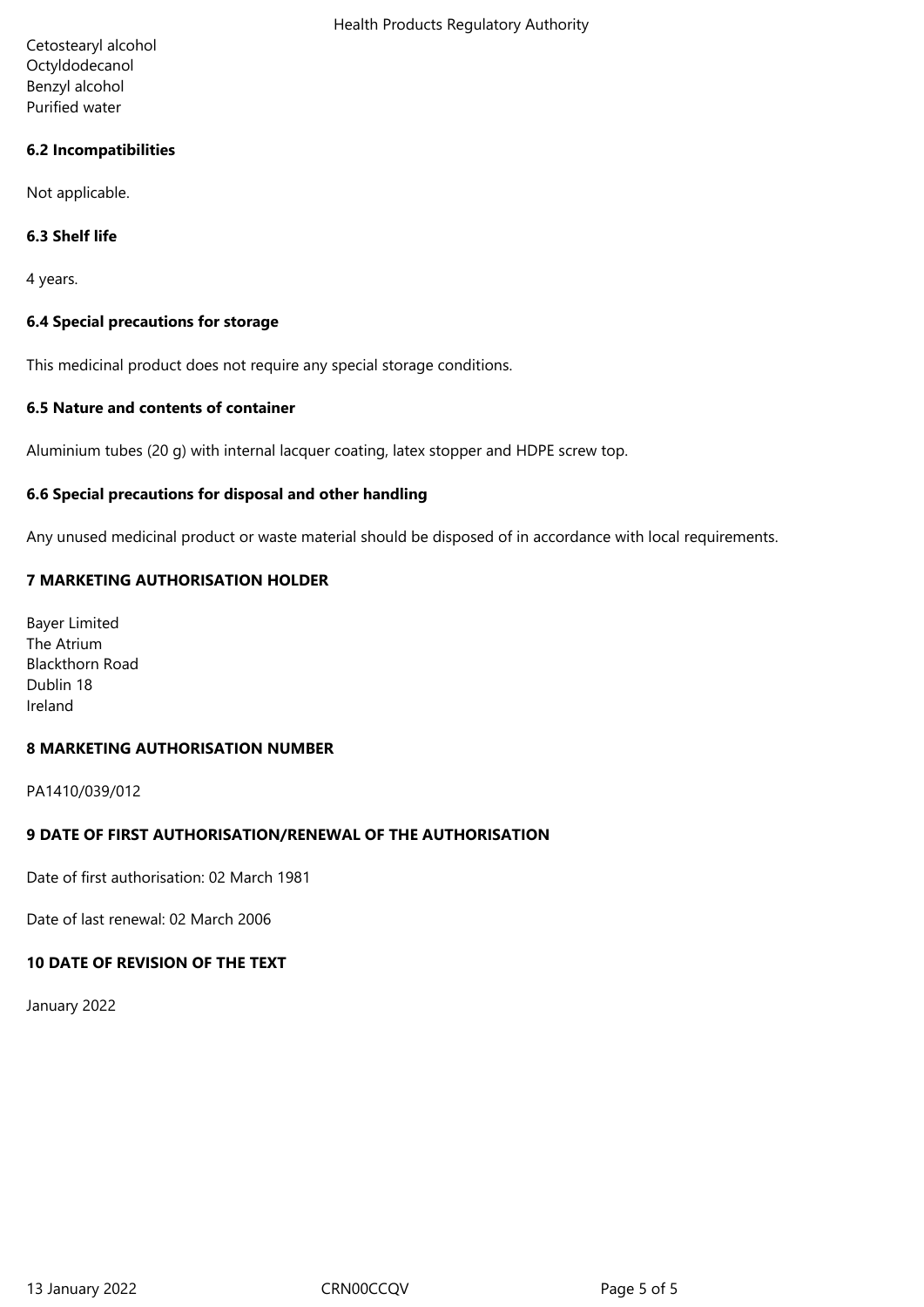Cetostearyl alcohol
Octyldodecanol
Benzyl alcohol
Purified water

**6.2 Incompatibilities**

Not applicable.

**6.3 Shelf life**

4 years.

**6.4 Special precautions for storage**

This medicinal product does not require any special storage conditions.

**6.5 Nature and contents of container**

Aluminium tubes (20 g) with internal lacquer coating, latex stopper and HDPE screw top.

**6.6 Special precautions for disposal and other handling**

Any unused medicinal product or waste material should be disposed of in accordance with local requirements.

**7 MARKETING AUTHORISATION HOLDER**

Bayer Limited
The Atrium
Blackthorn Road
Dublin 18
Ireland

**8 MARKETING AUTHORISATION NUMBER**

PA1410/039/012

**9 DATE OF FIRST AUTHORISATION/RENEWAL OF THE AUTHORISATION**

Date of first authorisation: 02 March 1981

Date of last renewal: 02 March 2006

**10 DATE OF REVISION OF THE TEXT**

January 2022